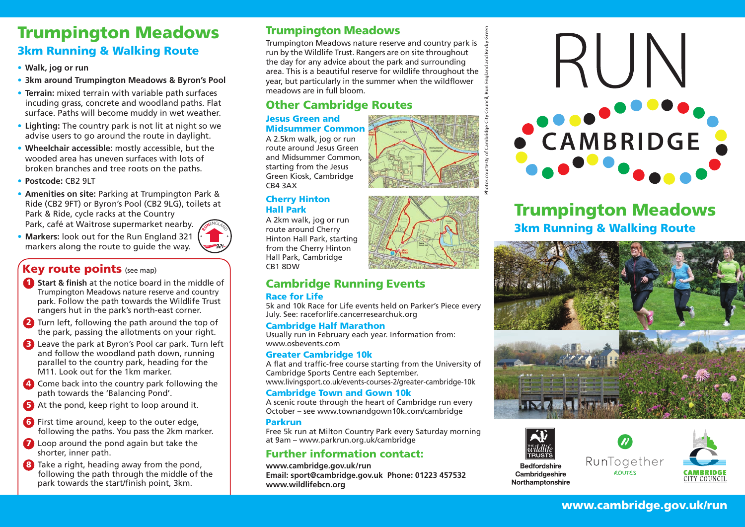# Trumpington Meadows

## 3km Running & Walking Route

- **Walk, jog or run**
- **3km around Trumpington Meadows & Byron's Pool**
- **Terrain:** mixed terrain with variable path surfaces incuding grass, concrete and woodland paths. Flat surface. Paths will become muddy in wet weather.
- **Lighting:** The country park is not lit at night so we advise users to go around the route in daylight.
- **Wheelchair accessible:** mostly accessible, but the wooded area has uneven surfaces with lots of broken branches and tree roots on the paths.
- **Postcode:** CB2 9LT
- **Amenities on site:** Parking at Trumpington Park & Ride (CB2 9FT) or Byron's Pool (CB2 9LG), toilets at Park & Ride, cycle racks at the Country Park, café at Waitrose supermarket nearby.
- **Markers:** look out for the Run England 321 markers along the route to guide the way.

## Key route points (see map)

1. **Start & finish** at the notice board in the middle of Trumpington Meadows nature reserve and country park. Follow the path towards the Wildlife Trust rangers hut in the park's north-east corner.
2. Turn left, following the path around the top of the park, passing the allotments on your right.
3. Leave the park at Byron's Pool car park. Turn left and follow the woodland path down, running parallel to the country park, heading for the M11. Look out for the 1km marker.
4. Come back into the country park following the path towards the 'Balancing Pond'.
5. At the pond, keep right to loop around it.
6. First time around, keep to the outer edge, following the paths. You pass the 2km marker.
7. Loop around the pond again but take the shorter, inner path.
8. Take a right, heading away from the pond, following the path through the middle of the park towards the start/finish point, 3km.

## Trumpington Meadows

Trumpington Meadows nature reserve and country park is run by the Wildlife Trust. Rangers are on site throughout the day for any advice about the park and surrounding area. This is a beautiful reserve for wildlife throughout the year, but particularly in the summer when the wildflower meadows are in full bloom.

## Other Cambridge Routes

### Jesus Green and Midsummer Common

A 2.5km walk, jog or run route around Jesus Green and Midsummer Common, starting from the Jesus Green Kiosk, Cambridge CB4 3AX

### Cherry Hinton Hall Park

A 2km walk, jog or run route around Cherry Hinton Hall Park, starting from the Cherry Hinton Hall Park, Cambridge CB1 8DW

## Cambridge Running Events

### Race for Life

5k and 10k Race for Life events held on Parker's Piece every July. See: raceforlife.cancerresearchuk.org

### Cambridge Half Marathon

Usually run in February each year. Information from: www.osbevents.com

### Greater Cambridge 10k

A flat and traffic-free course starting from the University of Cambridge Sports Centre each September. www.livingsport.co.uk/events-courses-2/greater-cambridge-10k

### Cambridge Town and Gown 10k

A scenic route through the heart of Cambridge run every October – see www.townandgown10k.com/cambridge

### Parkrun

Free 5k run at Milton Country Park every Saturday morning at 9am – www.parkrun.org.uk/cambridge

## Further information contact:

**www.cambridge.gov.uk/run**
**Email: sport@cambridge.gov.uk Phone: 01223 457532**
**www.wildlifebcn.org**

Photos courtesy of Cambridge City Council, Run England and Becky Green

# RUN CAMBRIDGE

# Trumpington Meadows

## 3km Running & Walking Route

The Wildlife Trusts Bedfordshire Cambridgeshire Northamptonshire

RunTogether ROUTES

CAMBRIDGE CITY COUNCIL

**www.cambridge.gov.uk/run**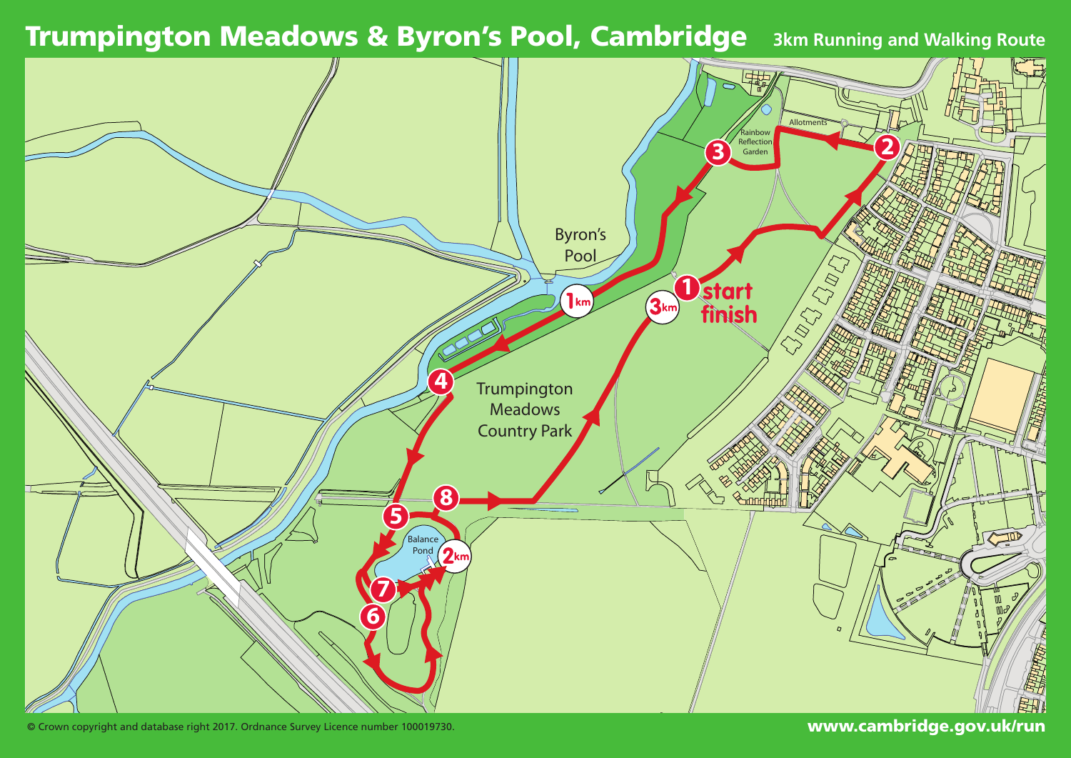# Trumpington Meadows & Byron's Pool, Cambridge

**3km Running and Walking Route**

Byron's Pool

Trumpington Meadows Country Park

Rainbow Reflection Garden

Allotments

Balance Pond

1 start finish

1km

2km

3km

1

2

3

4

5

6

7

8

© Crown copyright and database right 2017. Ordnance Survey Licence number 100019730.

**www.cambridge.gov.uk/run**